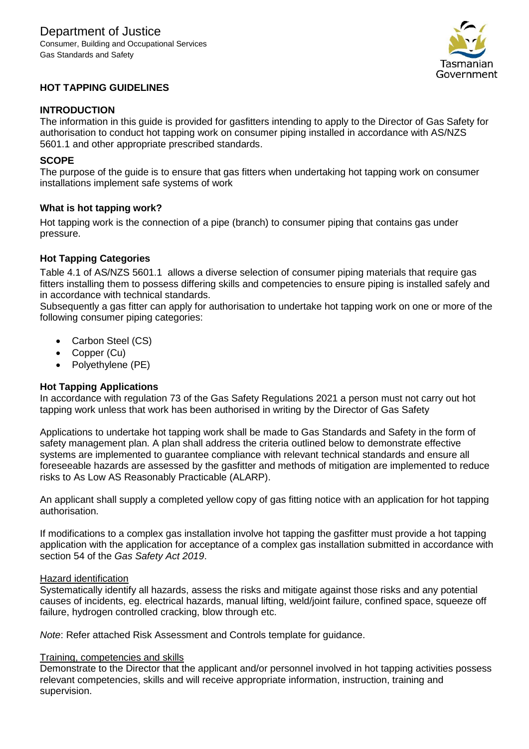Department of Justice

Consumer, Building and Occupational Services

Gas Standards and Safety

# HOT TAPPING GUIDELINES

## INTRODUCTION

The information in this guide is provided for gasfitters intending to apply to the Director of Gas Safety for authorisation to conduct hot tapping work on consumer piping installed in accordance with AS/NZS 5601.1 and other appropriate prescribed standards.

## SCOPE

The purpose of the guide is to ensure that gas fitters when undertaking hot tapping work on consumer installations implement safe systems of work

### What is hot tapping work?

Hot tapping work is the connection of a pipe (branch) to consumer piping that contains gas under pressure.

### Hot Tapping Categories

Table 4.1 of AS/NZS 5601.1 allows a diverse selection of consumer piping materials that require gas fitters installing them to possess differing skills and competencies to ensure piping is installed safely and in accordance with technical standards.

Subsequently a gas fitter can apply for authorisation to undertake hot tapping work on one or more of the following consumer piping categories:

- Carbon Steel (CS)
- Copper (Cu)
- Polyethylene (PE)

### Hot Tapping Applications

In accordance with regulation 73 of the Gas Safety Regulations 2021 a person must not carry out hot tapping work unless that work has been authorised in writing by the Director of Gas Safety

Applications to undertake hot tapping work shall be made to Gas Standards and Safety in the form of safety management plan. A plan shall address the criteria outlined below to demonstrate effective systems are implemented to guarantee compliance with relevant technical standards and ensure all foreseeable hazards are assessed by the gasfitter and methods of mitigation are implemented to reduce risks to As Low AS Reasonably Practicable (ALARP).

An applicant shall supply a completed yellow copy of gas fitting notice with an application for hot tapping authorisation.

If modifications to a complex gas installation involve hot tapping the gasfitter must provide a hot tapping application with the application for acceptance of a complex gas installation submitted in accordance with section 54 of the *Gas Safety Act 2019*.

Hazard identification

Systematically identify all hazards, assess the risks and mitigate against those risks and any potential causes of incidents, eg. electrical hazards, manual lifting, weld/joint failure, confined space, squeeze off failure, hydrogen controlled cracking, blow through etc.

*Note*: Refer attached Risk Assessment and Controls template for guidance.

Training, competencies and skills

Demonstrate to the Director that the applicant and/or personnel involved in hot tapping activities possess relevant competencies, skills and will receive appropriate information, instruction, training and supervision.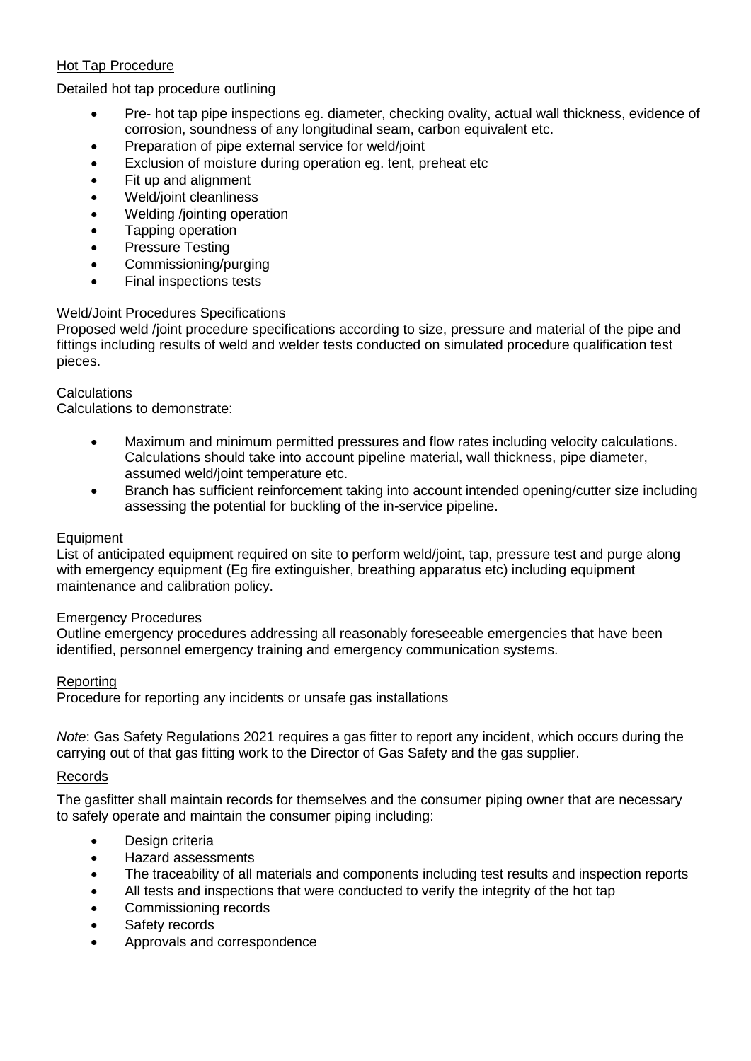## Hot Tap Procedure

Detailed hot tap procedure outlining

- Pre- hot tap pipe inspections eg. diameter, checking ovality, actual wall thickness, evidence of corrosion, soundness of any longitudinal seam, carbon equivalent etc.
- Preparation of pipe external service for weld/joint
- Exclusion of moisture during operation eg. tent, preheat etc
- Fit up and alignment
- Weld/joint cleanliness
- Welding /jointing operation
- Tapping operation
- Pressure Testing
- Commissioning/purging
- Final inspections tests

## Weld/Joint Procedures Specifications

Proposed weld /joint procedure specifications according to size, pressure and material of the pipe and fittings including results of weld and welder tests conducted on simulated procedure qualification test pieces.

## Calculations

Calculations to demonstrate:

- Maximum and minimum permitted pressures and flow rates including velocity calculations. Calculations should take into account pipeline material, wall thickness, pipe diameter, assumed weld/joint temperature etc.
- Branch has sufficient reinforcement taking into account intended opening/cutter size including assessing the potential for buckling of the in-service pipeline.

## Equipment

List of anticipated equipment required on site to perform weld/joint, tap, pressure test and purge along with emergency equipment (Eg fire extinguisher, breathing apparatus etc) including equipment maintenance and calibration policy.

## Emergency Procedures

Outline emergency procedures addressing all reasonably foreseeable emergencies that have been identified, personnel emergency training and emergency communication systems.

## Reporting

Procedure for reporting any incidents or unsafe gas installations

*Note*: Gas Safety Regulations 2021 requires a gas fitter to report any incident, which occurs during the carrying out of that gas fitting work to the Director of Gas Safety and the gas supplier.

## Records

The gasfitter shall maintain records for themselves and the consumer piping owner that are necessary to safely operate and maintain the consumer piping including:

- Design criteria
- Hazard assessments
- The traceability of all materials and components including test results and inspection reports
- All tests and inspections that were conducted to verify the integrity of the hot tap
- Commissioning records
- Safety records
- Approvals and correspondence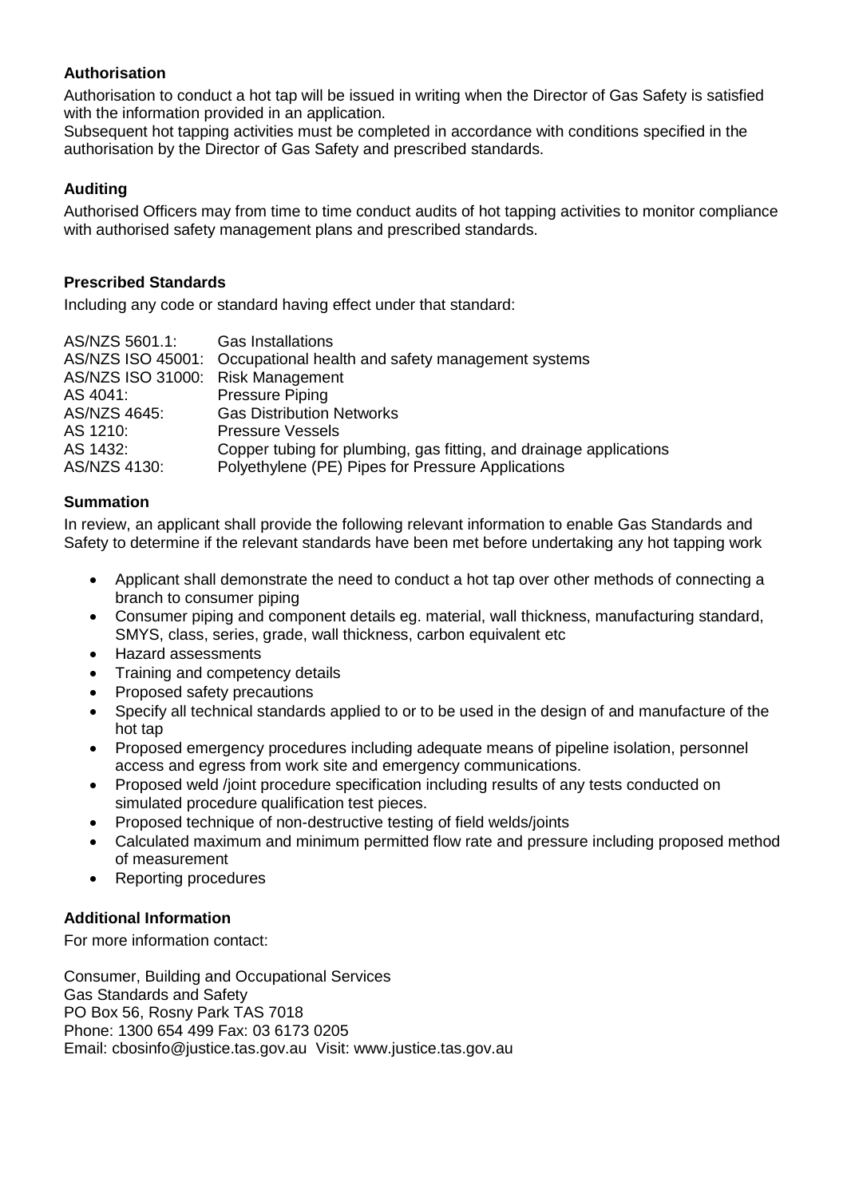### Authorisation

Authorisation to conduct a hot tap will be issued in writing when the Director of Gas Safety is satisfied with the information provided in an application.
Subsequent hot tapping activities must be completed in accordance with conditions specified in the authorisation by the Director of Gas Safety and prescribed standards.

### Auditing

Authorised Officers may from time to time conduct audits of hot tapping activities to monitor compliance with authorised safety management plans and prescribed standards.

### Prescribed Standards

Including any code or standard having effect under that standard:

| | |
|---|---|
| AS/NZS 5601.1: | Gas Installations |
| AS/NZS ISO 45001: | Occupational health and safety management systems |
| AS/NZS ISO 31000: | Risk Management |
| AS 4041: | Pressure Piping |
| AS/NZS 4645: | Gas Distribution Networks |
| AS 1210: | Pressure Vessels |
| AS 1432: | Copper tubing for plumbing, gas fitting, and drainage applications |
| AS/NZS 4130: | Polyethylene (PE) Pipes for Pressure Applications |

### Summation

In review, an applicant shall provide the following relevant information to enable Gas Standards and Safety to determine if the relevant standards have been met before undertaking any hot tapping work

- Applicant shall demonstrate the need to conduct a hot tap over other methods of connecting a branch to consumer piping
- Consumer piping and component details eg. material, wall thickness, manufacturing standard, SMYS, class, series, grade, wall thickness, carbon equivalent etc
- Hazard assessments
- Training and competency details
- Proposed safety precautions
- Specify all technical standards applied to or to be used in the design of and manufacture of the hot tap
- Proposed emergency procedures including adequate means of pipeline isolation, personnel access and egress from work site and emergency communications.
- Proposed weld /joint procedure specification including results of any tests conducted on simulated procedure qualification test pieces.
- Proposed technique of non-destructive testing of field welds/joints
- Calculated maximum and minimum permitted flow rate and pressure including proposed method of measurement
- Reporting procedures

### Additional Information

For more information contact:

Consumer, Building and Occupational Services
Gas Standards and Safety
PO Box 56, Rosny Park TAS 7018
Phone: 1300 654 499 Fax: 03 6173 0205
Email: cbosinfo@justice.tas.gov.au Visit: www.justice.tas.gov.au